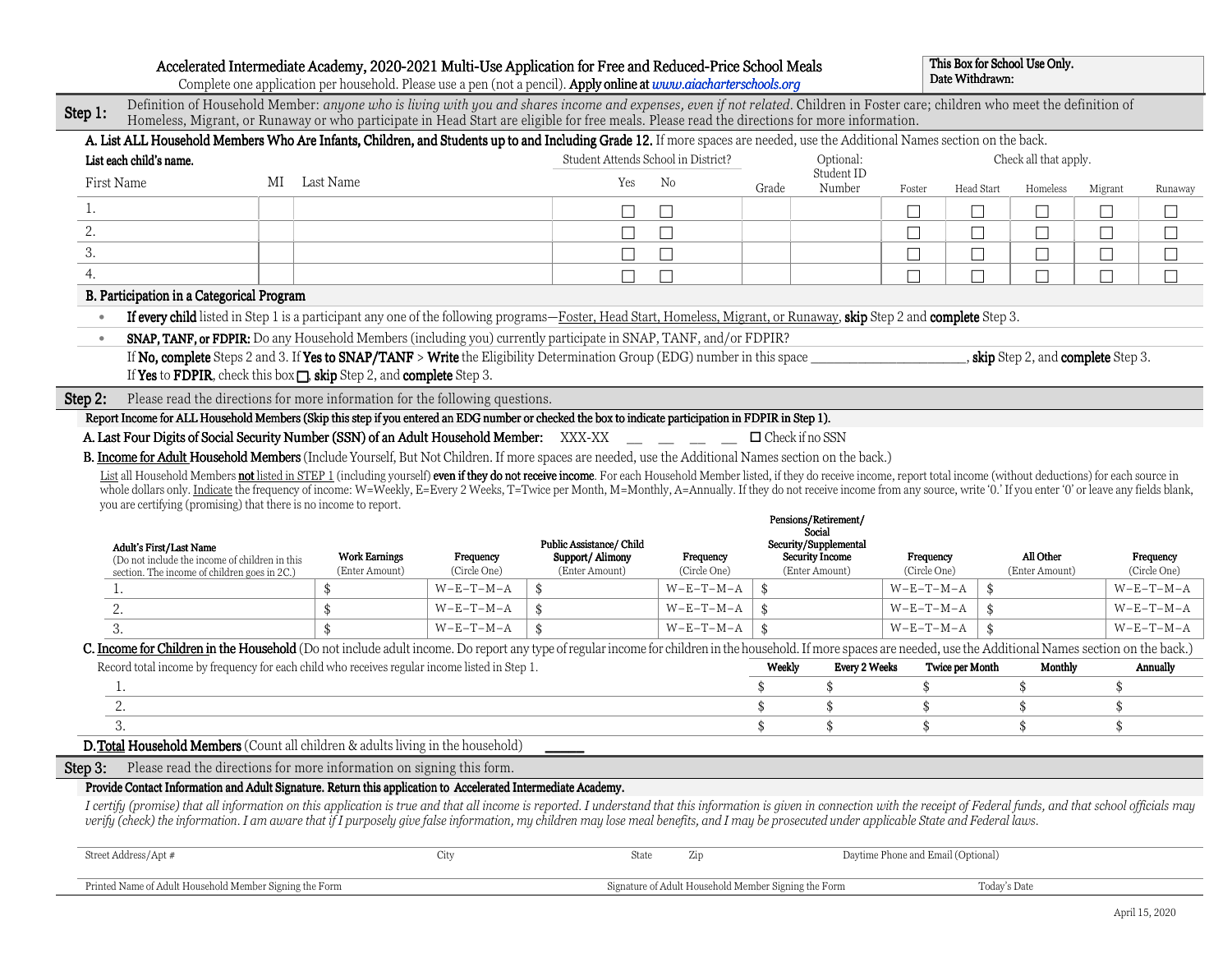# Accelerated Intermediate Academy, 2020-2021 Multi-Use Application for Free and Reduced-Price School Meals

Complete one application per household. Please use a pen (not a pencil). **Apply online at** ***www.aiacharterschools.org***

| **This Box for School Use Only.** |
|---|
| **Date Withdrawn:** |

## Step 1:

Definition of Household Member: *anyone who is living with you and shares income and expenses, even if not related*. Children in Foster care; children who meet the definition of Homeless, Migrant, or Runaway or who participate in Head Start are eligible for free meals. Please read the directions for more information.

**A. List ALL Household Members Who Are Infants, Children, and Students up to and Including Grade 12.** If more spaces are needed, use the Additional Names section on the back.

| **List each child's name.** | | | Student Attends School in District? | | | Optional: | Check all that apply. | | | | |
|---|---|---|---|---|---|---|---|---|---|---|---|
| First Name | MI | Last Name | Yes | No | Grade | Student ID Number | Foster | Head Start | Homeless | Migrant | Runaway |
| 1. | | | ☐ | ☐ | | | ☐ | ☐ | ☐ | ☐ | ☐ |
| 2. | | | ☐ | ☐ | | | ☐ | ☐ | ☐ | ☐ | ☐ |
| 3. | | | ☐ | ☐ | | | ☐ | ☐ | ☐ | ☐ | ☐ |
| 4. | | | ☐ | ☐ | | | ☐ | ☐ | ☐ | ☐ | ☐ |

**B. Participation in a Categorical Program**

- **If every child** listed in Step 1 is a participant any one of the following programs—Foster, Head Start, Homeless, Migrant, or Runaway, **skip** Step 2 and **complete** Step 3.
- **SNAP, TANF, or FDPIR:** Do any Household Members (including you) currently participate in SNAP, TANF, and/or FDPIR?

If **No, complete** Steps 2 and 3. If **Yes to SNAP/TANF** > **Write** the Eligibility Determination Group (EDG) number in this space ______________________, **skip** Step 2, and **complete** Step 3.
If **Yes** to **FDPIR**, check this box ☐, **skip** Step 2, and **complete** Step 3.

## Step 2:

Please read the directions for more information for the following questions.

**Report Income for ALL Household Members (Skip this step if you entered an EDG number or checked the box to indicate participation in FDPIR in Step 1).**

**A. Last Four Digits of Social Security Number (SSN) of an Adult Household Member:** XXX-XX __ __ __ __ ☐ Check if no SSN

**B. Income for Adult Household Members** (Include Yourself, But Not Children. If more spaces are needed, use the Additional Names section on the back.)

List all Household Members **not** listed in STEP 1 (including yourself) **even if they do not receive income**. For each Household Member listed, if they do receive income, report total income (without deductions) for each source in whole dollars only. Indicate the frequency of income: W=Weekly, E=Every 2 Weeks, T=Twice per Month, M=Monthly, A=Annually. If they do not receive income from any source, write '0.' If you enter '0' or leave any fields blank, you are certifying (promising) that there is no income to report.

| **Adult's First/Last Name** (Do not include the income of children in this section. The income of children goes in 2C.) | **Work Earnings** (Enter Amount) | **Frequency** (Circle One) | **Public Assistance/ Child Support/ Alimony** (Enter Amount) | **Frequency** (Circle One) | **Pensions/Retirement/ Social Security/Supplemental Security Income** (Enter Amount) | **Frequency** (Circle One) | **All Other** (Enter Amount) | **Frequency** (Circle One) |
|---|---|---|---|---|---|---|---|---|
| 1. | $ | W–E–T–M–A | $ | W–E–T–M–A | $ | W–E–T–M–A | $ | W–E–T–M–A |
| 2. | $ | W–E–T–M–A | $ | W–E–T–M–A | $ | W–E–T–M–A | $ | W–E–T–M–A |
| 3. | $ | W–E–T–M–A | $ | W–E–T–M–A | $ | W–E–T–M–A | $ | W–E–T–M–A |

**C. Income for Children in the Household** (Do not include adult income. Do report any type of regular income for children in the household. If more spaces are needed, use the Additional Names section on the back.)

| Record total income by frequency for each child who receives regular income listed in Step 1. | **Weekly** | **Every 2 Weeks** | **Twice per Month** | **Monthly** | **Annually** |
|---|---|---|---|---|---|
| 1. | $ | $ | $ | $ | $ |
| 2. | $ | $ | $ | $ | $ |
| 3. | $ | $ | $ | $ | $ |

**D. Total Household Members** (Count all children & adults living in the household) ______

## Step 3:

Please read the directions for more information on signing this form.

**Provide Contact Information and Adult Signature. Return this application to Accelerated Intermediate Academy.**

*I certify (promise) that all information on this application is true and that all income is reported. I understand that this information is given in connection with the receipt of Federal funds, and that school officials may verify (check) the information. I am aware that if I purposely give false information, my children may lose meal benefits, and I may be prosecuted under applicable State and Federal laws.*

| Street Address/Apt # | City | State | Zip | Daytime Phone and Email (Optional) |
|---|---|---|---|---|
| | | | | |

| Printed Name of Adult Household Member Signing the Form | Signature of Adult Household Member Signing the Form | Today's Date |
|---|---|---|
| | | |

April 15, 2020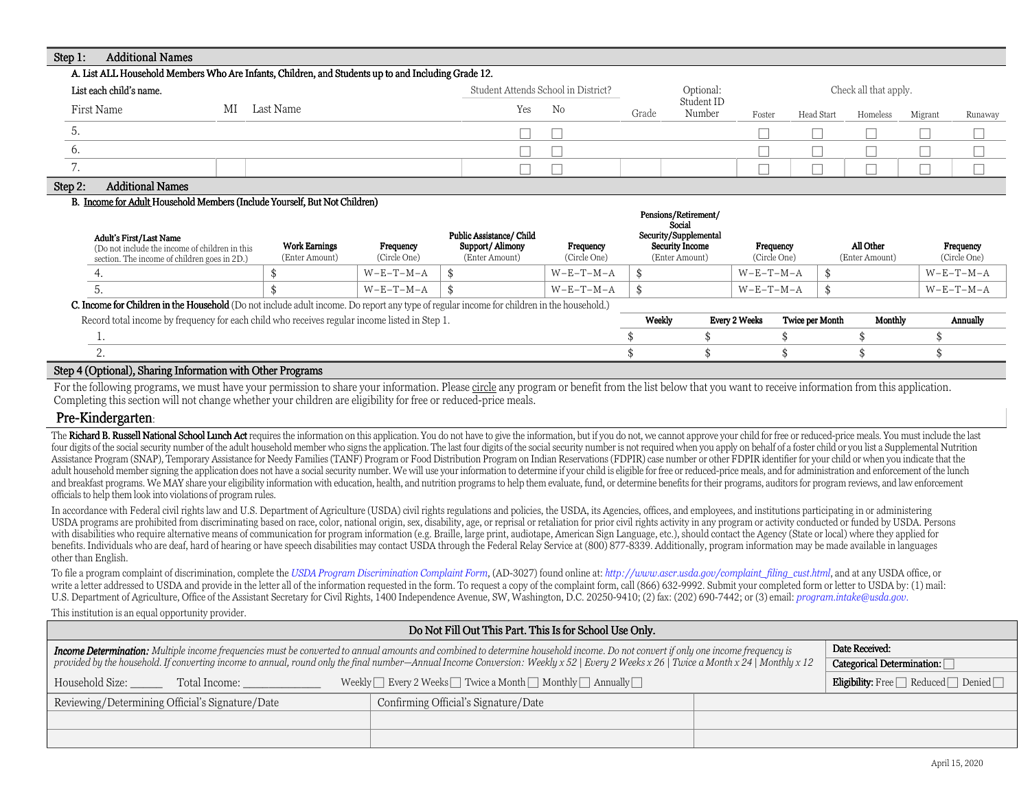## Step 1: Additional Names

**A. List ALL Household Members Who Are Infants, Children, and Students up to and Including Grade 12.**

| List each child's name. | | | Student Attends School in District? | | | Optional: | Check all that apply. | | | | |
|---|---|---|---|---|---|---|---|---|---|---|---|
| First Name | MI | Last Name | Yes | No | Grade | Student ID Number | Foster | Head Start | Homeless | Migrant | Runaway |
| 5. | | | ☐ | ☐ | | | ☐ | ☐ | ☐ | ☐ | ☐ |
| 6. | | | ☐ | ☐ | | | ☐ | ☐ | ☐ | ☐ | ☐ |
| 7. | | | ☐ | ☐ | | | ☐ | ☐ | ☐ | ☐ | ☐ |

## Step 2: Additional Names

**B. Income for Adult Household Members (Include Yourself, But Not Children)**

| **Adult's First/Last Name** (Do not include the income of children in this section. The income of children goes in 2D.) | **Work Earnings** (Enter Amount) | **Frequency** (Circle One) | **Public Assistance/ Child Support/ Alimony** (Enter Amount) | **Frequency** (Circle One) | **Pensions/Retirement/ Social Security/Supplemental Security Income** (Enter Amount) | **Frequency** (Circle One) | **All Other** (Enter Amount) | **Frequency** (Circle One) |
|---|---|---|---|---|---|---|---|---|
| 4. | $ | W–E–T–M–A | $ | W–E–T–M–A | $ | W–E–T–M–A | $ | W–E–T–M–A |
| 5. | $ | W–E–T–M–A | $ | W–E–T–M–A | $ | W–E–T–M–A | $ | W–E–T–M–A |

**C. Income for Children in the Household** (Do not include adult income. Do report any type of regular income for children in the household.)

| Record total income by frequency for each child who receives regular income listed in Step 1. | **Weekly** | **Every 2 Weeks** | **Twice per Month** | **Monthly** | **Annually** |
|---|---|---|---|---|---|
| 1. | $ | $ | $ | $ | $ |
| 2. | $ | $ | $ | $ | $ |

## Step 4 (Optional), Sharing Information with Other Programs

For the following programs, we must have your permission to share your information. Please circle any program or benefit from the list below that you want to receive information from this application. Completing this section will not change whether your children are eligibility for free or reduced-price meals.

Pre-Kindergarten:

The **Richard B. Russell National School Lunch Act** requires the information on this application. You do not have to give the information, but if you do not, we cannot approve your child for free or reduced-price meals. You must include the last four digits of the social security number of the adult household member who signs the application. The last four digits of the social security number is not required when you apply on behalf of a foster child or you list a Supplemental Nutrition Assistance Program (SNAP), Temporary Assistance for Needy Families (TANF) Program or Food Distribution Program on Indian Reservations (FDPIR) case number or other FDPIR identifier for your child or when you indicate that the adult household member signing the application does not have a social security number. We will use your information to determine if your child is eligible for free or reduced-price meals, and for administration and enforcement of the lunch and breakfast programs. We MAY share your eligibility information with education, health, and nutrition programs to help them evaluate, fund, or determine benefits for their programs, auditors for program reviews, and law enforcement officials to help them look into violations of program rules.

In accordance with Federal civil rights law and U.S. Department of Agriculture (USDA) civil rights regulations and policies, the USDA, its Agencies, offices, and employees, and institutions participating in or administering USDA programs are prohibited from discriminating based on race, color, national origin, sex, disability, age, or reprisal or retaliation for prior civil rights activity in any program or activity conducted or funded by USDA. Persons with disabilities who require alternative means of communication for program information (e.g. Braille, large print, audiotape, American Sign Language, etc.), should contact the Agency (State or local) where they applied for benefits. Individuals who are deaf, hard of hearing or have speech disabilities may contact USDA through the Federal Relay Service at (800) 877-8339. Additionally, program information may be made available in languages other than English.

To file a program complaint of discrimination, complete the *USDA Program Discrimination Complaint Form*, (AD-3027) found online at: *http://www.ascr.usda.gov/complaint_filing_cust.html*, and at any USDA office, or write a letter addressed to USDA and provide in the letter all of the information requested in the form. To request a copy of the complaint form, call (866) 632-9992. Submit your completed form or letter to USDA by: (1) mail: U.S. Department of Agriculture, Office of the Assistant Secretary for Civil Rights, 1400 Independence Avenue, SW, Washington, D.C. 20250-9410; (2) fax: (202) 690-7442; or (3) email: *program.intake@usda.gov*.

This institution is an equal opportunity provider.

**Do Not Fill Out This Part. This Is for School Use Only.**

***Income Determination:*** *Multiple income frequencies must be converted to annual amounts and combined to determine household income. Do not convert if only one income frequency is provided by the household. If converting income to annual, round only the final number—Annual Income Conversion: Weekly x 52 | Every 2 Weeks x 26 | Twice a Month x 24 | Monthly x 12*

**Date Received:**

**Categorical Determination:** ☐

Household Size: ______ Total Income: ______________ Weekly ☐ Every 2 Weeks ☐ Twice a Month ☐ Monthly ☐ Annually ☐

**Eligibility:** Free ☐ Reduced ☐ Denied ☐

| Reviewing/Determining Official's Signature/Date | Confirming Official's Signature/Date | |
|---|---|---|
| | | |
| | | |

April 15, 2020